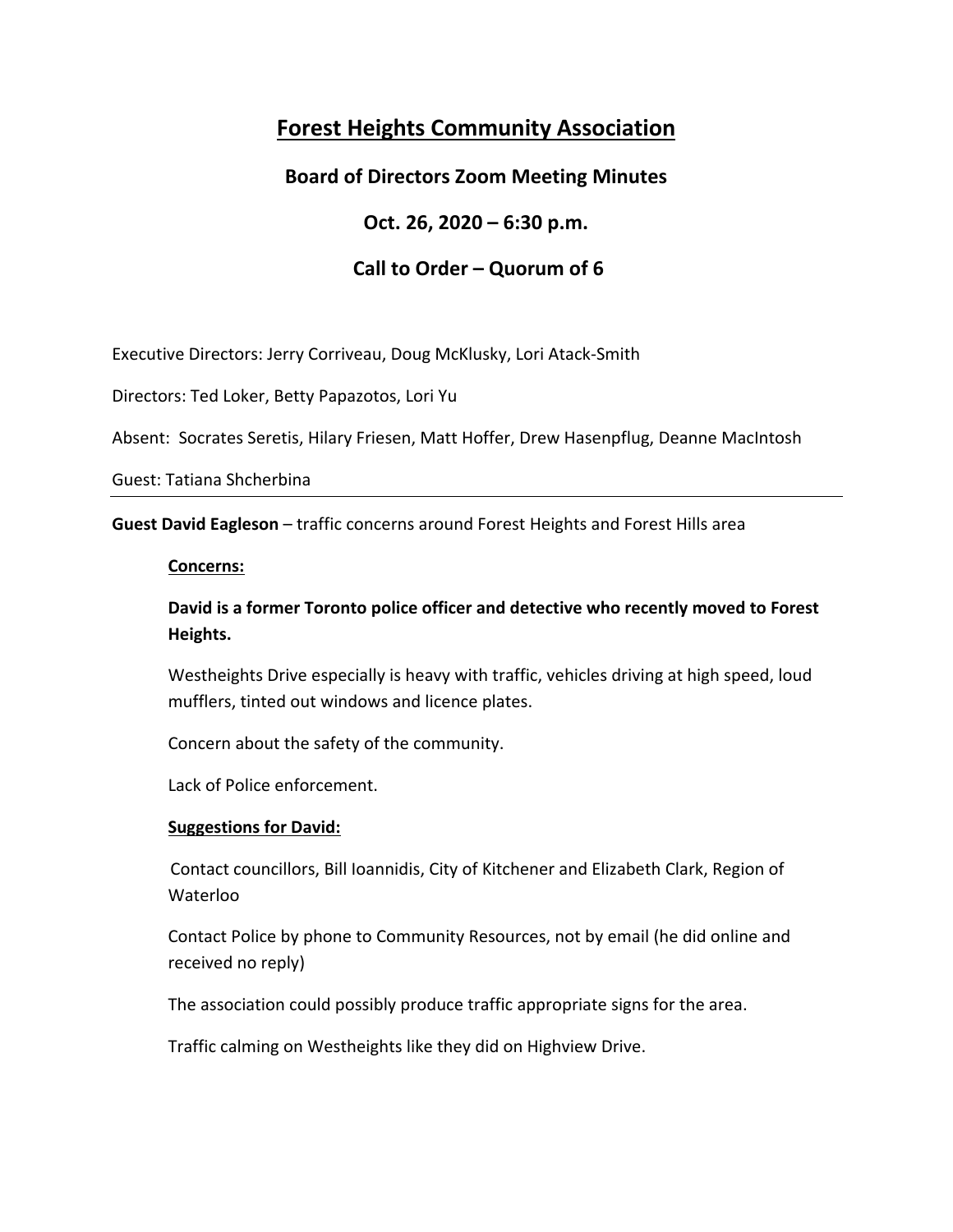# Forest Heights Community Association

## Board of Directors Zoom Meeting Minutes

## Oct. 26, 2020 – 6:30 p.m.

## Call to Order – Quorum of 6

Executive Directors: Jerry Corriveau, Doug McKlusky, Lori Atack-Smith

Directors: Ted Loker, Betty Papazotos, Lori Yu

Absent: Socrates Seretis, Hilary Friesen, Matt Hoffer, Drew Hasenpflug, Deanne MacIntosh

Guest: Tatiana Shcherbina

---

**Guest David Eagleson** – traffic concerns around Forest Heights and Forest Hills area

**Concerns:**

**David is a former Toronto police officer and detective who recently moved to Forest Heights.**

Westheights Drive especially is heavy with traffic, vehicles driving at high speed, loud mufflers, tinted out windows and licence plates.

Concern about the safety of the community.

Lack of Police enforcement.

**Suggestions for David:**

Contact councillors, Bill Ioannidis, City of Kitchener and Elizabeth Clark, Region of Waterloo

Contact Police by phone to Community Resources, not by email (he did online and received no reply)

The association could possibly produce traffic appropriate signs for the area.

Traffic calming on Westheights like they did on Highview Drive.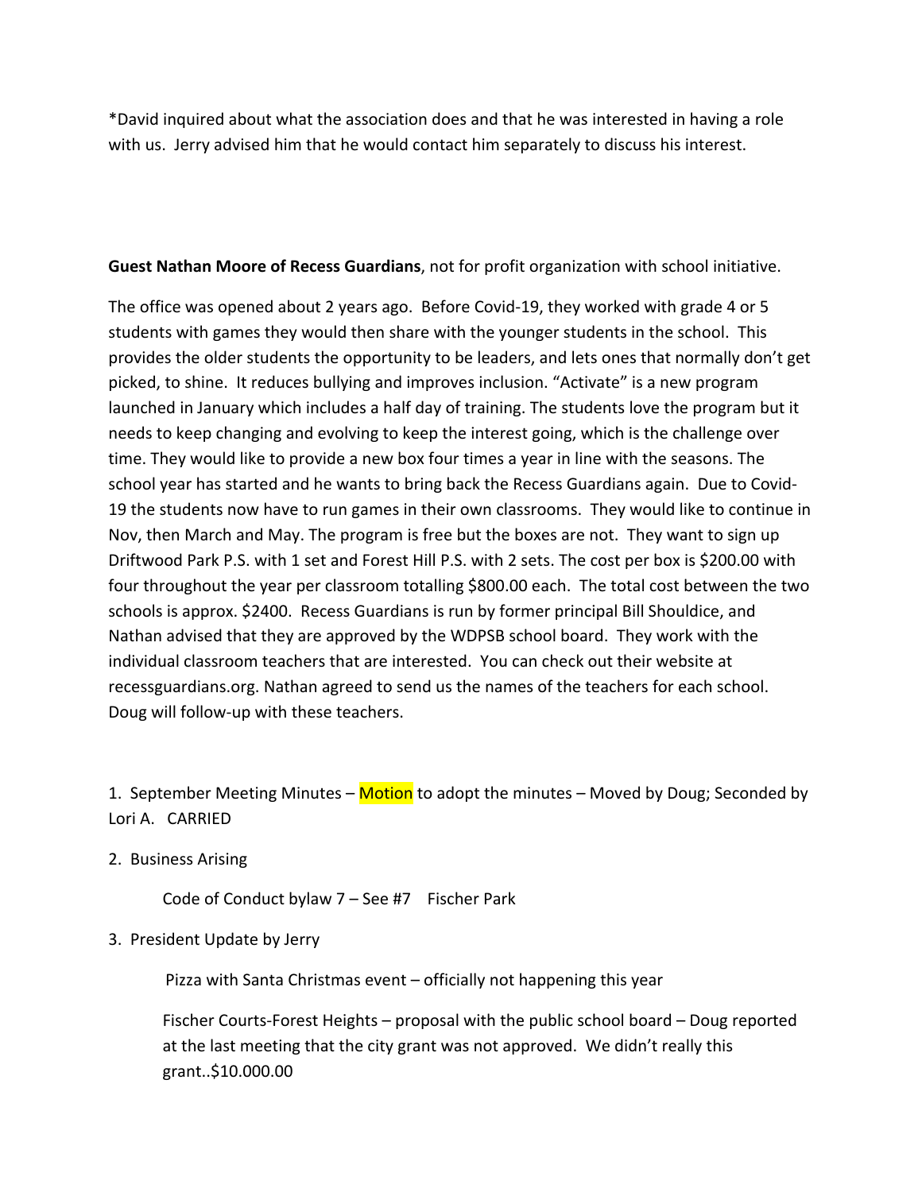*David inquired about what the association does and that he was interested in having a role with us. Jerry advised him that he would contact him separately to discuss his interest.

**Guest Nathan Moore of Recess Guardians**, not for profit organization with school initiative.

The office was opened about 2 years ago. Before Covid-19, they worked with grade 4 or 5 students with games they would then share with the younger students in the school. This provides the older students the opportunity to be leaders, and lets ones that normally don't get picked, to shine. It reduces bullying and improves inclusion. "Activate" is a new program launched in January which includes a half day of training. The students love the program but it needs to keep changing and evolving to keep the interest going, which is the challenge over time. They would like to provide a new box four times a year in line with the seasons. The school year has started and he wants to bring back the Recess Guardians again. Due to Covid-19 the students now have to run games in their own classrooms. They would like to continue in Nov, then March and May. The program is free but the boxes are not. They want to sign up Driftwood Park P.S. with 1 set and Forest Hill P.S. with 2 sets. The cost per box is $200.00 with four throughout the year per classroom totalling $800.00 each. The total cost between the two schools is approx. $2400. Recess Guardians is run by former principal Bill Shouldice, and Nathan advised that they are approved by the WDPSB school board. They work with the individual classroom teachers that are interested. You can check out their website at recessguardians.org. Nathan agreed to send us the names of the teachers for each school. Doug will follow-up with these teachers.

1. September Meeting Minutes – Motion to adopt the minutes – Moved by Doug; Seconded by Lori A. CARRIED

2. Business Arising

   Code of Conduct bylaw 7 – See #7 Fischer Park

3. President Update by Jerry

   Pizza with Santa Christmas event – officially not happening this year

   Fischer Courts-Forest Heights – proposal with the public school board – Doug reported at the last meeting that the city grant was not approved. We didn't really this grant..$10.000.00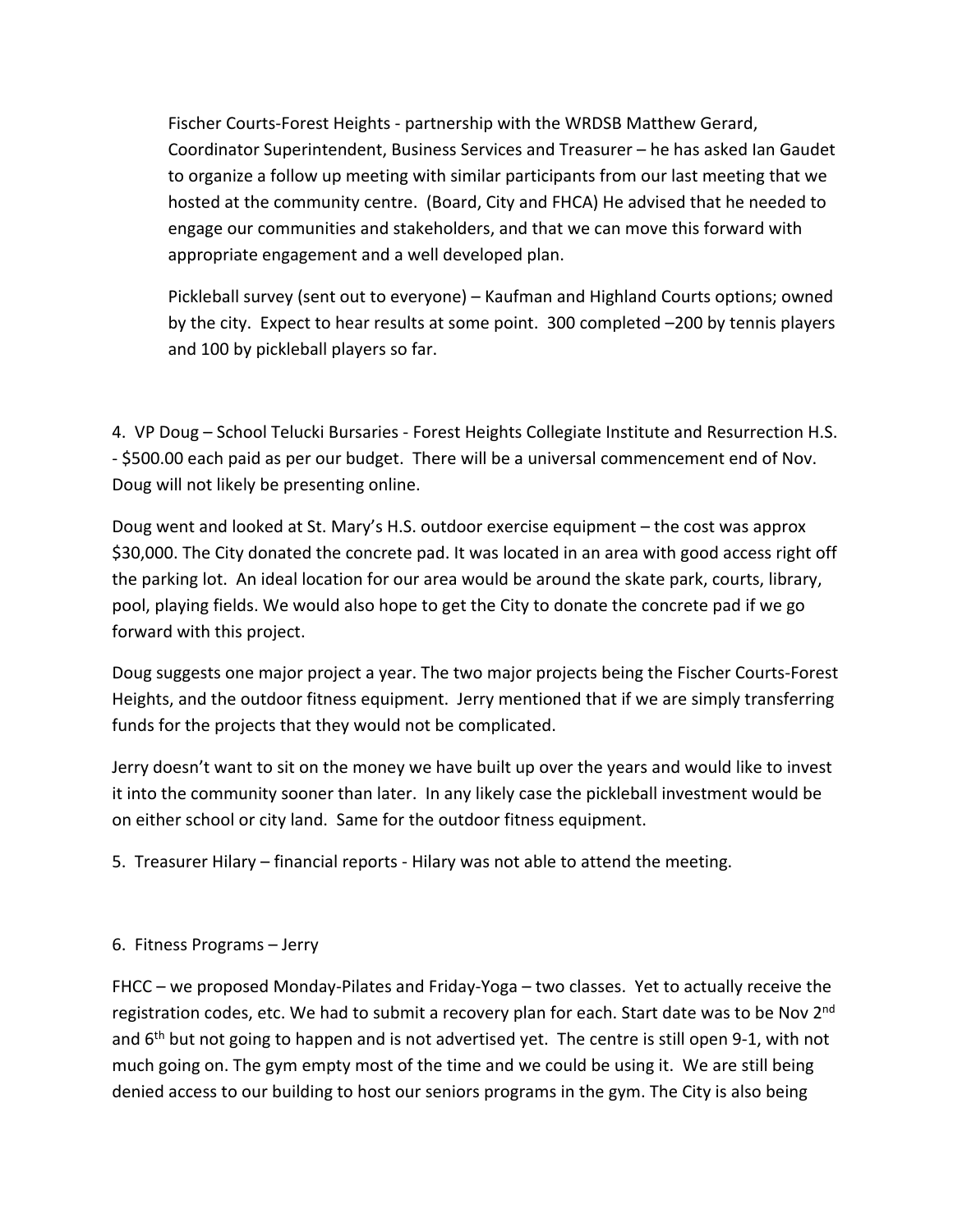Fischer Courts-Forest Heights - partnership with the WRDSB Matthew Gerard, Coordinator Superintendent, Business Services and Treasurer – he has asked Ian Gaudet to organize a follow up meeting with similar participants from our last meeting that we hosted at the community centre. (Board, City and FHCA) He advised that he needed to engage our communities and stakeholders, and that we can move this forward with appropriate engagement and a well developed plan.

Pickleball survey (sent out to everyone) – Kaufman and Highland Courts options; owned by the city. Expect to hear results at some point. 300 completed –200 by tennis players and 100 by pickleball players so far.

4. VP Doug – School Telucki Bursaries - Forest Heights Collegiate Institute and Resurrection H.S. - $500.00 each paid as per our budget. There will be a universal commencement end of Nov. Doug will not likely be presenting online.

Doug went and looked at St. Mary's H.S. outdoor exercise equipment – the cost was approx $30,000. The City donated the concrete pad. It was located in an area with good access right off the parking lot. An ideal location for our area would be around the skate park, courts, library, pool, playing fields. We would also hope to get the City to donate the concrete pad if we go forward with this project.

Doug suggests one major project a year. The two major projects being the Fischer Courts-Forest Heights, and the outdoor fitness equipment. Jerry mentioned that if we are simply transferring funds for the projects that they would not be complicated.

Jerry doesn't want to sit on the money we have built up over the years and would like to invest it into the community sooner than later. In any likely case the pickleball investment would be on either school or city land. Same for the outdoor fitness equipment.

5. Treasurer Hilary – financial reports - Hilary was not able to attend the meeting.

6. Fitness Programs – Jerry

FHCC – we proposed Monday-Pilates and Friday-Yoga – two classes. Yet to actually receive the registration codes, etc. We had to submit a recovery plan for each. Start date was to be Nov 2nd and 6th but not going to happen and is not advertised yet. The centre is still open 9-1, with not much going on. The gym empty most of the time and we could be using it. We are still being denied access to our building to host our seniors programs in the gym. The City is also being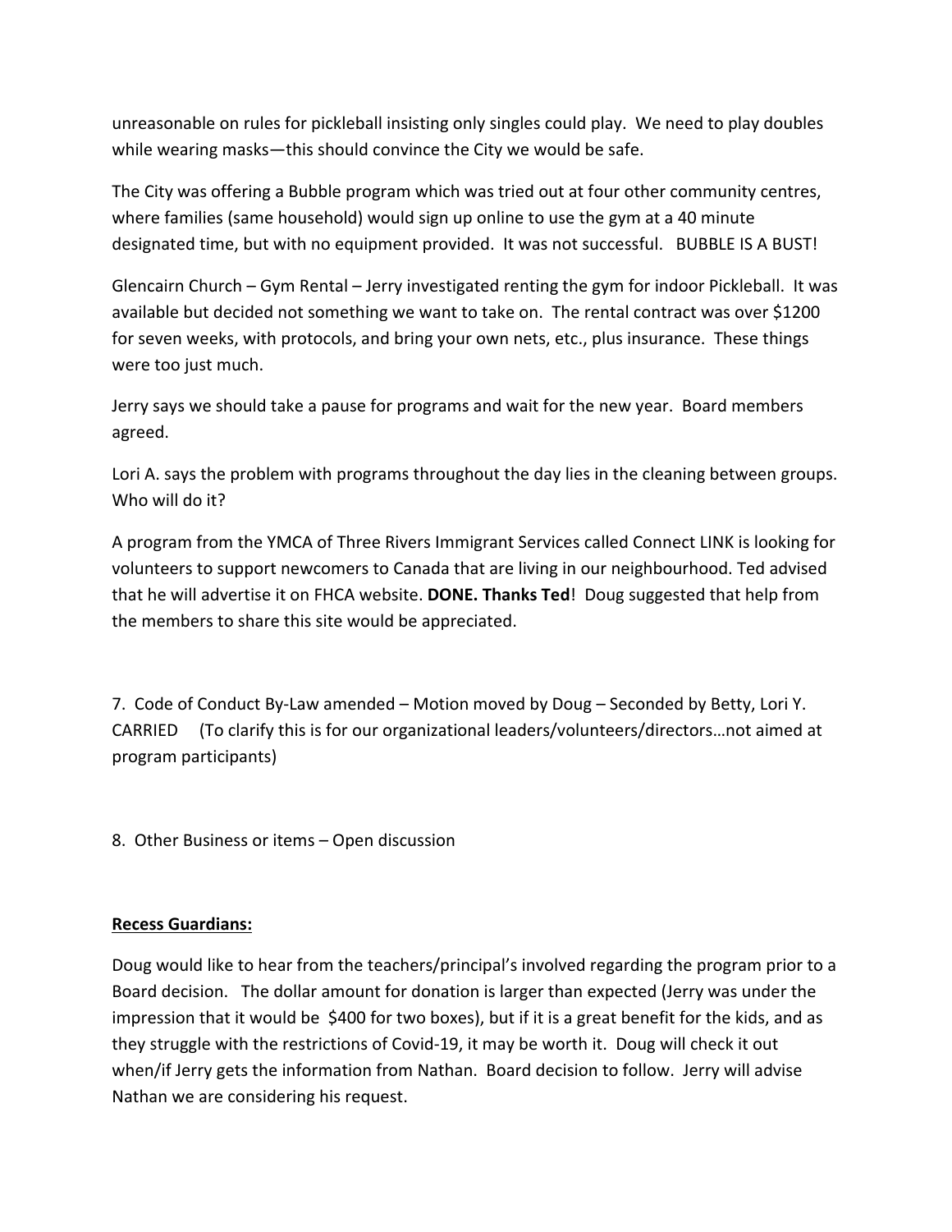unreasonable on rules for pickleball insisting only singles could play. We need to play doubles while wearing masks—this should convince the City we would be safe.

The City was offering a Bubble program which was tried out at four other community centres, where families (same household) would sign up online to use the gym at a 40 minute designated time, but with no equipment provided. It was not successful. BUBBLE IS A BUST!

Glencairn Church – Gym Rental – Jerry investigated renting the gym for indoor Pickleball. It was available but decided not something we want to take on. The rental contract was over $1200 for seven weeks, with protocols, and bring your own nets, etc., plus insurance. These things were too just much.

Jerry says we should take a pause for programs and wait for the new year. Board members agreed.

Lori A. says the problem with programs throughout the day lies in the cleaning between groups. Who will do it?

A program from the YMCA of Three Rivers Immigrant Services called Connect LINK is looking for volunteers to support newcomers to Canada that are living in our neighbourhood. Ted advised that he will advertise it on FHCA website. **DONE. Thanks Ted**! Doug suggested that help from the members to share this site would be appreciated.

7. Code of Conduct By-Law amended – Motion moved by Doug – Seconded by Betty, Lori Y. CARRIED (To clarify this is for our organizational leaders/volunteers/directors…not aimed at program participants)

8. Other Business or items – Open discussion

**Recess Guardians:**

Doug would like to hear from the teachers/principal's involved regarding the program prior to a Board decision. The dollar amount for donation is larger than expected (Jerry was under the impression that it would be $400 for two boxes), but if it is a great benefit for the kids, and as they struggle with the restrictions of Covid-19, it may be worth it. Doug will check it out when/if Jerry gets the information from Nathan. Board decision to follow. Jerry will advise Nathan we are considering his request.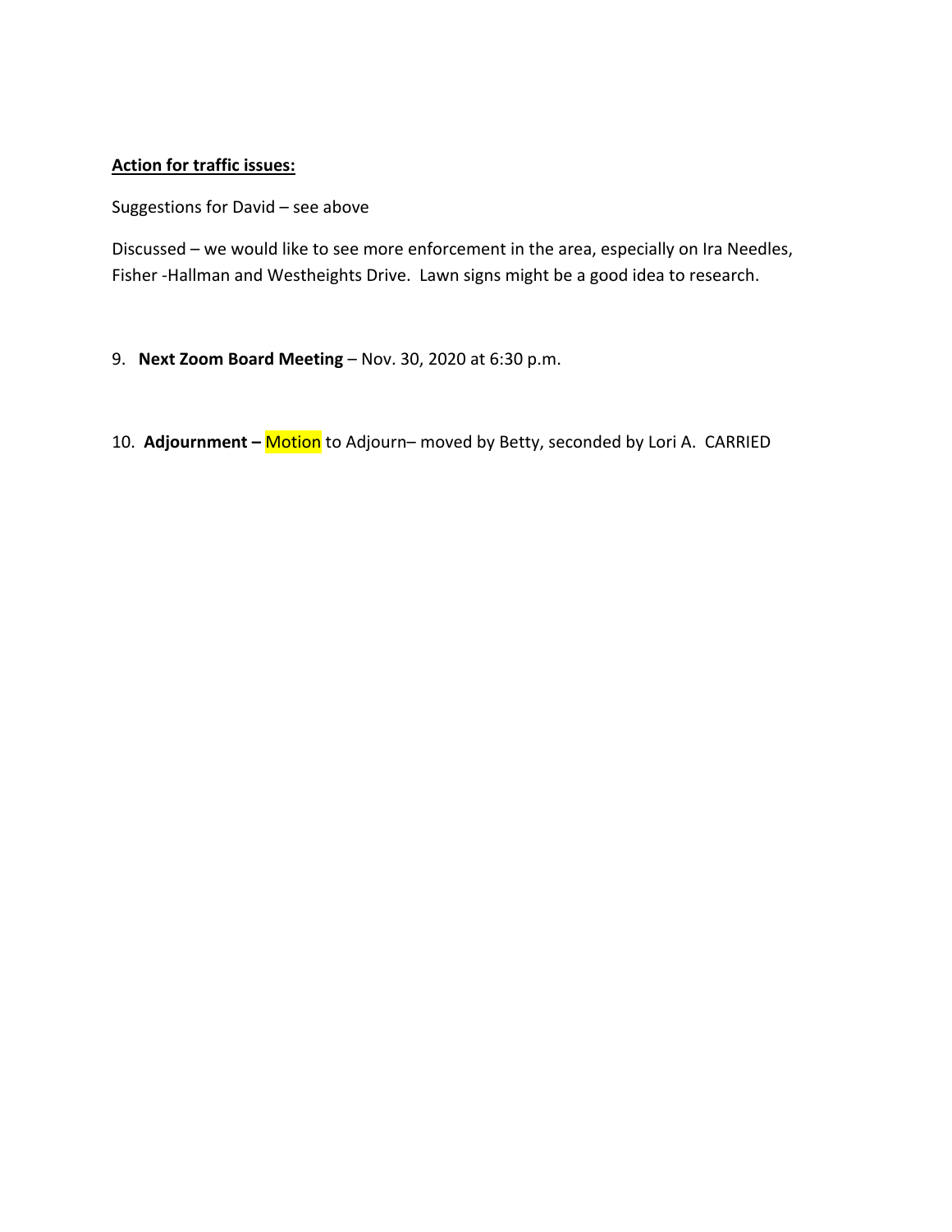**Action for traffic issues:**

Suggestions for David – see above

Discussed – we would like to see more enforcement in the area, especially on Ira Needles, Fisher -Hallman and Westheights Drive. Lawn signs might be a good idea to research.

9. **Next Zoom Board Meeting** – Nov. 30, 2020 at 6:30 p.m.

10. **Adjournment –** Motion to Adjourn– moved by Betty, seconded by Lori A. CARRIED